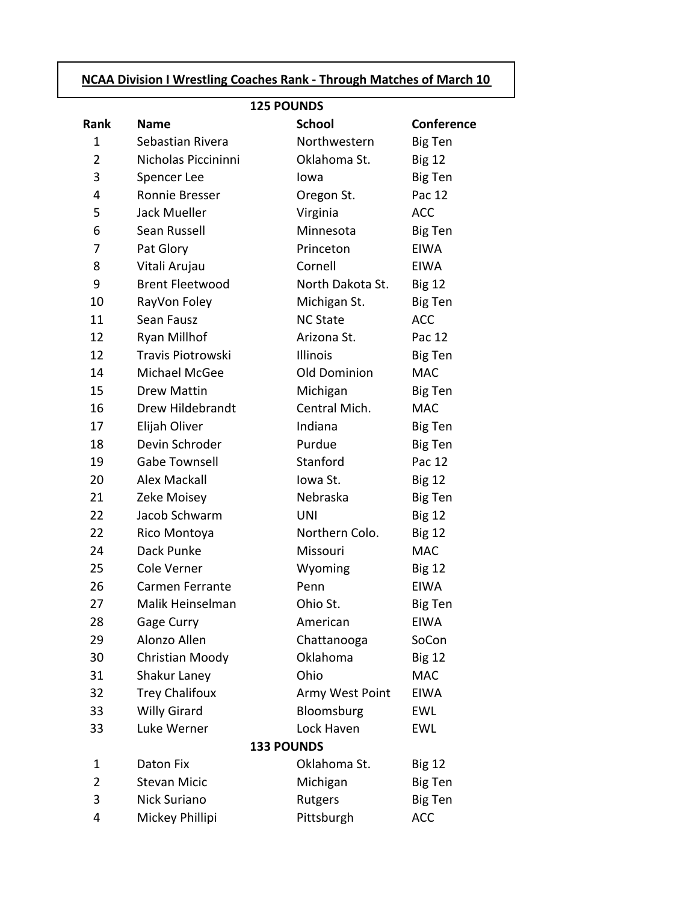**NCAA Division I Wrestling Coaches Rank - Through Matches of March 10**

### 125 POUNDS

| Rank | Name | School | Conference |
|---|---|---|---|
| 1 | Sebastian Rivera | Northwestern | Big Ten |
| 2 | Nicholas Piccininni | Oklahoma St. | Big 12 |
| 3 | Spencer Lee | Iowa | Big Ten |
| 4 | Ronnie Bresser | Oregon St. | Pac 12 |
| 5 | Jack Mueller | Virginia | ACC |
| 6 | Sean Russell | Minnesota | Big Ten |
| 7 | Pat Glory | Princeton | EIWA |
| 8 | Vitali Arujau | Cornell | EIWA |
| 9 | Brent Fleetwood | North Dakota St. | Big 12 |
| 10 | RayVon Foley | Michigan St. | Big Ten |
| 11 | Sean Fausz | NC State | ACC |
| 12 | Ryan Millhof | Arizona St. | Pac 12 |
| 12 | Travis Piotrowski | Illinois | Big Ten |
| 14 | Michael McGee | Old Dominion | MAC |
| 15 | Drew Mattin | Michigan | Big Ten |
| 16 | Drew Hildebrandt | Central Mich. | MAC |
| 17 | Elijah Oliver | Indiana | Big Ten |
| 18 | Devin Schroder | Purdue | Big Ten |
| 19 | Gabe Townsell | Stanford | Pac 12 |
| 20 | Alex Mackall | Iowa St. | Big 12 |
| 21 | Zeke Moisey | Nebraska | Big Ten |
| 22 | Jacob Schwarm | UNI | Big 12 |
| 22 | Rico Montoya | Northern Colo. | Big 12 |
| 24 | Dack Punke | Missouri | MAC |
| 25 | Cole Verner | Wyoming | Big 12 |
| 26 | Carmen Ferrante | Penn | EIWA |
| 27 | Malik Heinselman | Ohio St. | Big Ten |
| 28 | Gage Curry | American | EIWA |
| 29 | Alonzo Allen | Chattanooga | SoCon |
| 30 | Christian Moody | Oklahoma | Big 12 |
| 31 | Shakur Laney | Ohio | MAC |
| 32 | Trey Chalifoux | Army West Point | EIWA |
| 33 | Willy Girard | Bloomsburg | EWL |
| 33 | Luke Werner | Lock Haven | EWL |

### 133 POUNDS

| Rank | Name | School | Conference |
|---|---|---|---|
| 1 | Daton Fix | Oklahoma St. | Big 12 |
| 2 | Stevan Micic | Michigan | Big Ten |
| 3 | Nick Suriano | Rutgers | Big Ten |
| 4 | Mickey Phillipi | Pittsburgh | ACC |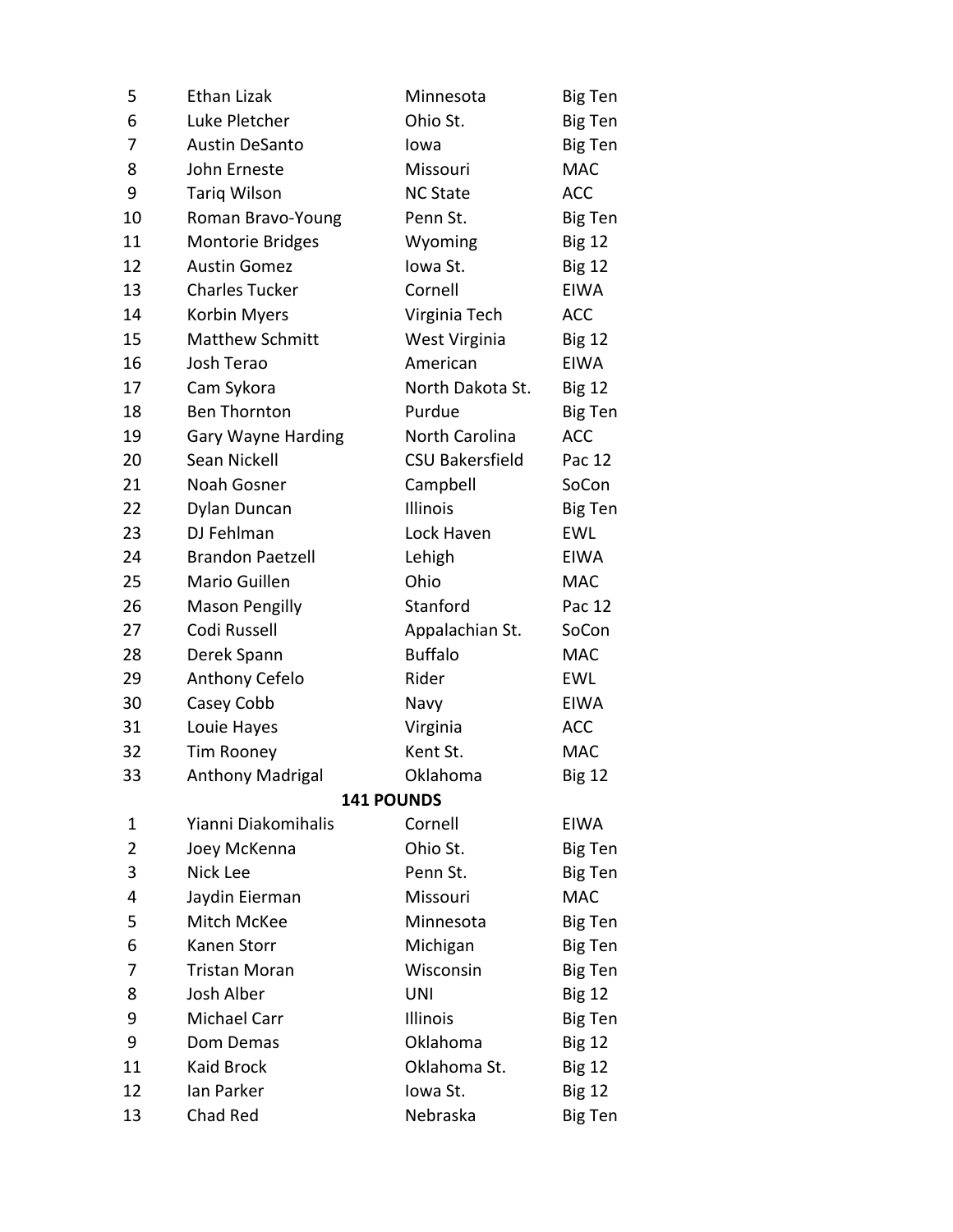| | | | |
|---|---|---|---|
| 5 | Ethan Lizak | Minnesota | Big Ten |
| 6 | Luke Pletcher | Ohio St. | Big Ten |
| 7 | Austin DeSanto | Iowa | Big Ten |
| 8 | John Erneste | Missouri | MAC |
| 9 | Tariq Wilson | NC State | ACC |
| 10 | Roman Bravo-Young | Penn St. | Big Ten |
| 11 | Montorie Bridges | Wyoming | Big 12 |
| 12 | Austin Gomez | Iowa St. | Big 12 |
| 13 | Charles Tucker | Cornell | EIWA |
| 14 | Korbin Myers | Virginia Tech | ACC |
| 15 | Matthew Schmitt | West Virginia | Big 12 |
| 16 | Josh Terao | American | EIWA |
| 17 | Cam Sykora | North Dakota St. | Big 12 |
| 18 | Ben Thornton | Purdue | Big Ten |
| 19 | Gary Wayne Harding | North Carolina | ACC |
| 20 | Sean Nickell | CSU Bakersfield | Pac 12 |
| 21 | Noah Gosner | Campbell | SoCon |
| 22 | Dylan Duncan | Illinois | Big Ten |
| 23 | DJ Fehlman | Lock Haven | EWL |
| 24 | Brandon Paetzell | Lehigh | EIWA |
| 25 | Mario Guillen | Ohio | MAC |
| 26 | Mason Pengilly | Stanford | Pac 12 |
| 27 | Codi Russell | Appalachian St. | SoCon |
| 28 | Derek Spann | Buffalo | MAC |
| 29 | Anthony Cefelo | Rider | EWL |
| 30 | Casey Cobb | Navy | EIWA |
| 31 | Louie Hayes | Virginia | ACC |
| 32 | Tim Rooney | Kent St. | MAC |
| 33 | Anthony Madrigal | Oklahoma | Big 12 |

**141 POUNDS**

| | | | |
|---|---|---|---|
| 1 | Yianni Diakomihalis | Cornell | EIWA |
| 2 | Joey McKenna | Ohio St. | Big Ten |
| 3 | Nick Lee | Penn St. | Big Ten |
| 4 | Jaydin Eierman | Missouri | MAC |
| 5 | Mitch McKee | Minnesota | Big Ten |
| 6 | Kanen Storr | Michigan | Big Ten |
| 7 | Tristan Moran | Wisconsin | Big Ten |
| 8 | Josh Alber | UNI | Big 12 |
| 9 | Michael Carr | Illinois | Big Ten |
| 9 | Dom Demas | Oklahoma | Big 12 |
| 11 | Kaid Brock | Oklahoma St. | Big 12 |
| 12 | Ian Parker | Iowa St. | Big 12 |
| 13 | Chad Red | Nebraska | Big Ten |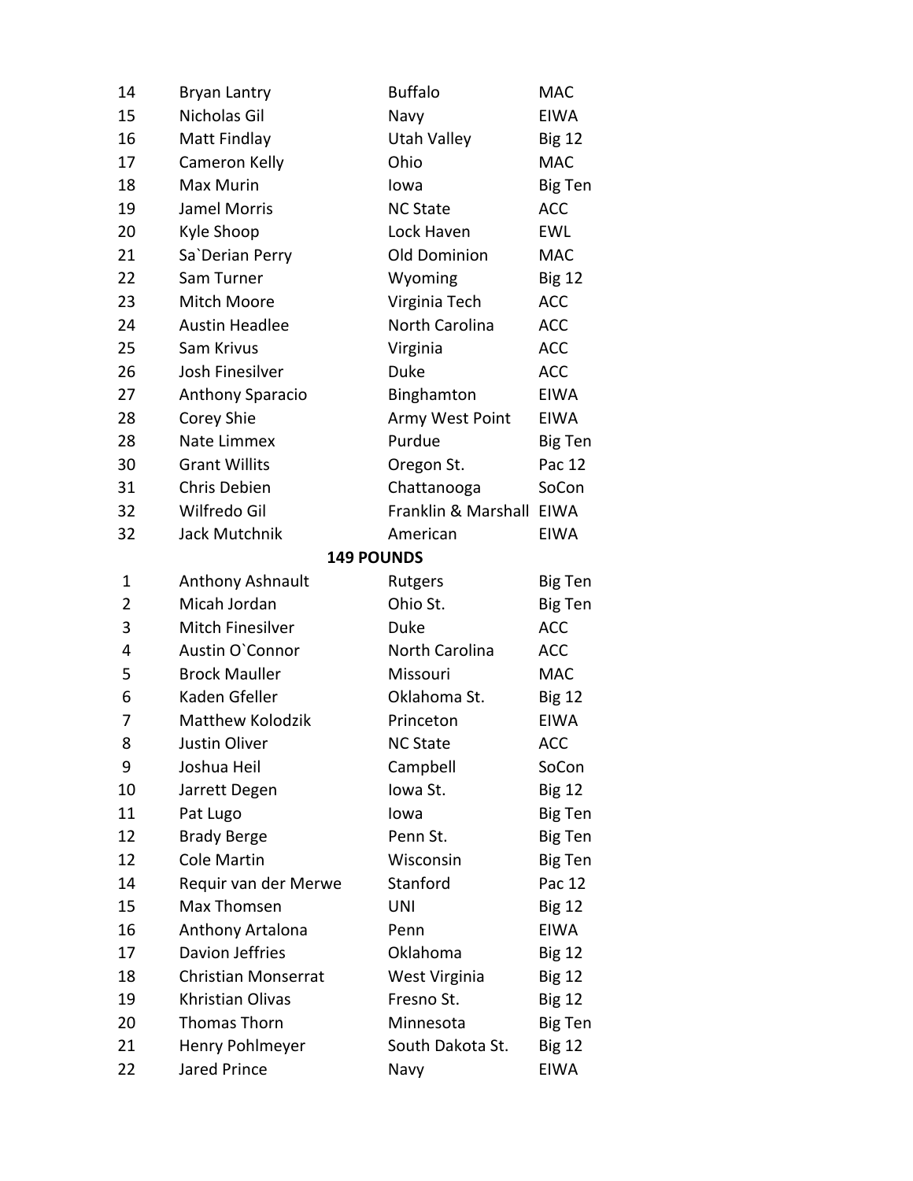| | | | |
|---|---|---|---|
| 14 | Bryan Lantry | Buffalo | MAC |
| 15 | Nicholas Gil | Navy | EIWA |
| 16 | Matt Findlay | Utah Valley | Big 12 |
| 17 | Cameron Kelly | Ohio | MAC |
| 18 | Max Murin | Iowa | Big Ten |
| 19 | Jamel Morris | NC State | ACC |
| 20 | Kyle Shoop | Lock Haven | EWL |
| 21 | Sa`Derian Perry | Old Dominion | MAC |
| 22 | Sam Turner | Wyoming | Big 12 |
| 23 | Mitch Moore | Virginia Tech | ACC |
| 24 | Austin Headlee | North Carolina | ACC |
| 25 | Sam Krivus | Virginia | ACC |
| 26 | Josh Finesilver | Duke | ACC |
| 27 | Anthony Sparacio | Binghamton | EIWA |
| 28 | Corey Shie | Army West Point | EIWA |
| 28 | Nate Limmex | Purdue | Big Ten |
| 30 | Grant Willits | Oregon St. | Pac 12 |
| 31 | Chris Debien | Chattanooga | SoCon |
| 32 | Wilfredo Gil | Franklin & Marshall | EIWA |
| 32 | Jack Mutchnik | American | EIWA |

**149 POUNDS**

| | | | |
|---|---|---|---|
| 1 | Anthony Ashnault | Rutgers | Big Ten |
| 2 | Micah Jordan | Ohio St. | Big Ten |
| 3 | Mitch Finesilver | Duke | ACC |
| 4 | Austin O`Connor | North Carolina | ACC |
| 5 | Brock Mauller | Missouri | MAC |
| 6 | Kaden Gfeller | Oklahoma St. | Big 12 |
| 7 | Matthew Kolodzik | Princeton | EIWA |
| 8 | Justin Oliver | NC State | ACC |
| 9 | Joshua Heil | Campbell | SoCon |
| 10 | Jarrett Degen | Iowa St. | Big 12 |
| 11 | Pat Lugo | Iowa | Big Ten |
| 12 | Brady Berge | Penn St. | Big Ten |
| 12 | Cole Martin | Wisconsin | Big Ten |
| 14 | Requir van der Merwe | Stanford | Pac 12 |
| 15 | Max Thomsen | UNI | Big 12 |
| 16 | Anthony Artalona | Penn | EIWA |
| 17 | Davion Jeffries | Oklahoma | Big 12 |
| 18 | Christian Monserrat | West Virginia | Big 12 |
| 19 | Khristian Olivas | Fresno St. | Big 12 |
| 20 | Thomas Thorn | Minnesota | Big Ten |
| 21 | Henry Pohlmeyer | South Dakota St. | Big 12 |
| 22 | Jared Prince | Navy | EIWA |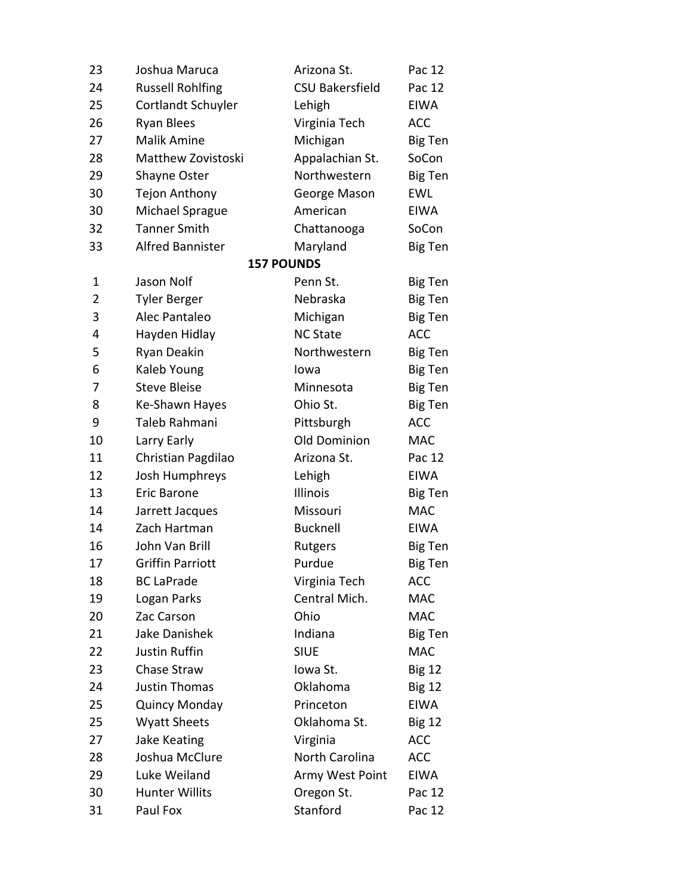| | | | |
|---|---|---|---|
| 23 | Joshua Maruca | Arizona St. | Pac 12 |
| 24 | Russell Rohlfing | CSU Bakersfield | Pac 12 |
| 25 | Cortlandt Schuyler | Lehigh | EIWA |
| 26 | Ryan Blees | Virginia Tech | ACC |
| 27 | Malik Amine | Michigan | Big Ten |
| 28 | Matthew Zovistoski | Appalachian St. | SoCon |
| 29 | Shayne Oster | Northwestern | Big Ten |
| 30 | Tejon Anthony | George Mason | EWL |
| 30 | Michael Sprague | American | EIWA |
| 32 | Tanner Smith | Chattanooga | SoCon |
| 33 | Alfred Bannister | Maryland | Big Ten |

**157 POUNDS**

| | | | |
|---|---|---|---|
| 1 | Jason Nolf | Penn St. | Big Ten |
| 2 | Tyler Berger | Nebraska | Big Ten |
| 3 | Alec Pantaleo | Michigan | Big Ten |
| 4 | Hayden Hidlay | NC State | ACC |
| 5 | Ryan Deakin | Northwestern | Big Ten |
| 6 | Kaleb Young | Iowa | Big Ten |
| 7 | Steve Bleise | Minnesota | Big Ten |
| 8 | Ke-Shawn Hayes | Ohio St. | Big Ten |
| 9 | Taleb Rahmani | Pittsburgh | ACC |
| 10 | Larry Early | Old Dominion | MAC |
| 11 | Christian Pagdilao | Arizona St. | Pac 12 |
| 12 | Josh Humphreys | Lehigh | EIWA |
| 13 | Eric Barone | Illinois | Big Ten |
| 14 | Jarrett Jacques | Missouri | MAC |
| 14 | Zach Hartman | Bucknell | EIWA |
| 16 | John Van Brill | Rutgers | Big Ten |
| 17 | Griffin Parriott | Purdue | Big Ten |
| 18 | BC LaPrade | Virginia Tech | ACC |
| 19 | Logan Parks | Central Mich. | MAC |
| 20 | Zac Carson | Ohio | MAC |
| 21 | Jake Danishek | Indiana | Big Ten |
| 22 | Justin Ruffin | SIUE | MAC |
| 23 | Chase Straw | Iowa St. | Big 12 |
| 24 | Justin Thomas | Oklahoma | Big 12 |
| 25 | Quincy Monday | Princeton | EIWA |
| 25 | Wyatt Sheets | Oklahoma St. | Big 12 |
| 27 | Jake Keating | Virginia | ACC |
| 28 | Joshua McClure | North Carolina | ACC |
| 29 | Luke Weiland | Army West Point | EIWA |
| 30 | Hunter Willits | Oregon St. | Pac 12 |
| 31 | Paul Fox | Stanford | Pac 12 |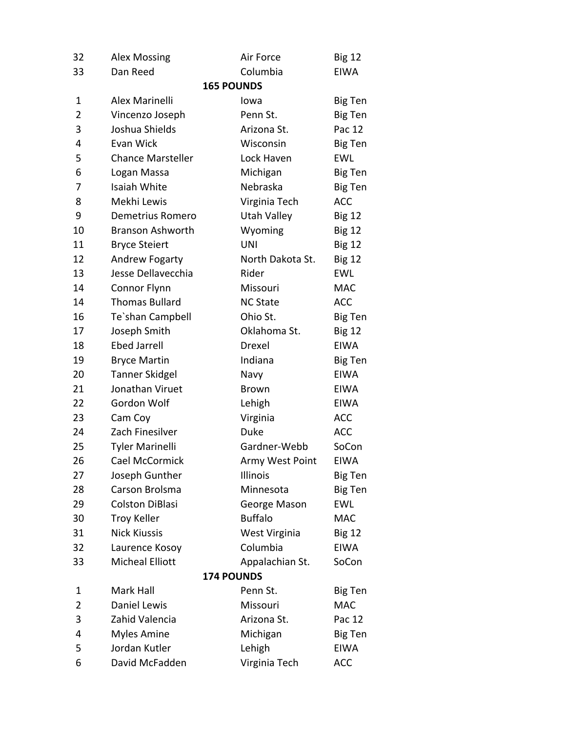| | | | |
|---|---|---|---|
| 32 | Alex Mossing | Air Force | Big 12 |
| 33 | Dan Reed | Columbia | EIWA |

**165 POUNDS**

| | | | |
|---|---|---|---|
| 1 | Alex Marinelli | Iowa | Big Ten |
| 2 | Vincenzo Joseph | Penn St. | Big Ten |
| 3 | Joshua Shields | Arizona St. | Pac 12 |
| 4 | Evan Wick | Wisconsin | Big Ten |
| 5 | Chance Marsteller | Lock Haven | EWL |
| 6 | Logan Massa | Michigan | Big Ten |
| 7 | Isaiah White | Nebraska | Big Ten |
| 8 | Mekhi Lewis | Virginia Tech | ACC |
| 9 | Demetrius Romero | Utah Valley | Big 12 |
| 10 | Branson Ashworth | Wyoming | Big 12 |
| 11 | Bryce Steiert | UNI | Big 12 |
| 12 | Andrew Fogarty | North Dakota St. | Big 12 |
| 13 | Jesse Dellavecchia | Rider | EWL |
| 14 | Connor Flynn | Missouri | MAC |
| 14 | Thomas Bullard | NC State | ACC |
| 16 | Te`shan Campbell | Ohio St. | Big Ten |
| 17 | Joseph Smith | Oklahoma St. | Big 12 |
| 18 | Ebed Jarrell | Drexel | EIWA |
| 19 | Bryce Martin | Indiana | Big Ten |
| 20 | Tanner Skidgel | Navy | EIWA |
| 21 | Jonathan Viruet | Brown | EIWA |
| 22 | Gordon Wolf | Lehigh | EIWA |
| 23 | Cam Coy | Virginia | ACC |
| 24 | Zach Finesilver | Duke | ACC |
| 25 | Tyler Marinelli | Gardner-Webb | SoCon |
| 26 | Cael McCormick | Army West Point | EIWA |
| 27 | Joseph Gunther | Illinois | Big Ten |
| 28 | Carson Brolsma | Minnesota | Big Ten |
| 29 | Colston DiBlasi | George Mason | EWL |
| 30 | Troy Keller | Buffalo | MAC |
| 31 | Nick Kiussis | West Virginia | Big 12 |
| 32 | Laurence Kosoy | Columbia | EIWA |
| 33 | Micheal Elliott | Appalachian St. | SoCon |

**174 POUNDS**

| | | | |
|---|---|---|---|
| 1 | Mark Hall | Penn St. | Big Ten |
| 2 | Daniel Lewis | Missouri | MAC |
| 3 | Zahid Valencia | Arizona St. | Pac 12 |
| 4 | Myles Amine | Michigan | Big Ten |
| 5 | Jordan Kutler | Lehigh | EIWA |
| 6 | David McFadden | Virginia Tech | ACC |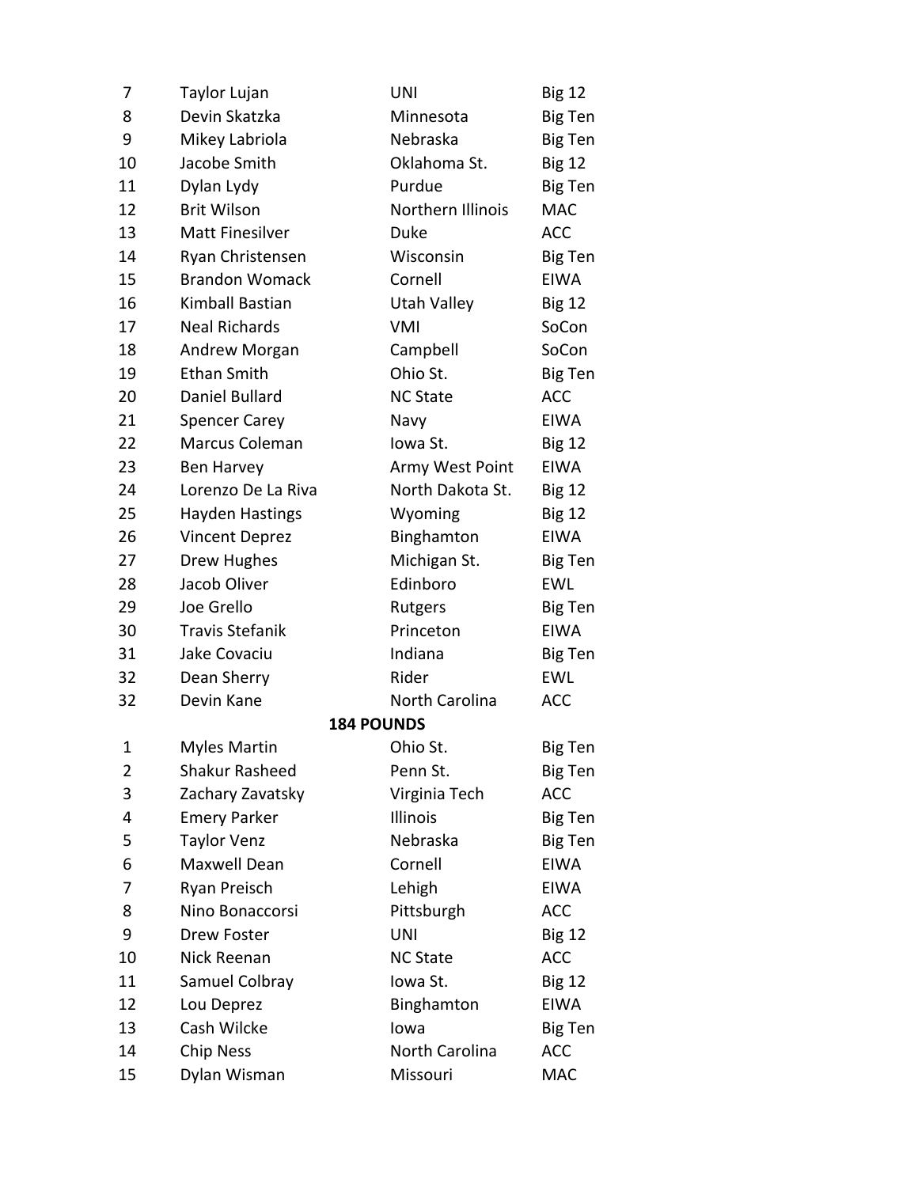| | | | |
|---|---|---|---|
| 7 | Taylor Lujan | UNI | Big 12 |
| 8 | Devin Skatzka | Minnesota | Big Ten |
| 9 | Mikey Labriola | Nebraska | Big Ten |
| 10 | Jacobe Smith | Oklahoma St. | Big 12 |
| 11 | Dylan Lydy | Purdue | Big Ten |
| 12 | Brit Wilson | Northern Illinois | MAC |
| 13 | Matt Finesilver | Duke | ACC |
| 14 | Ryan Christensen | Wisconsin | Big Ten |
| 15 | Brandon Womack | Cornell | EIWA |
| 16 | Kimball Bastian | Utah Valley | Big 12 |
| 17 | Neal Richards | VMI | SoCon |
| 18 | Andrew Morgan | Campbell | SoCon |
| 19 | Ethan Smith | Ohio St. | Big Ten |
| 20 | Daniel Bullard | NC State | ACC |
| 21 | Spencer Carey | Navy | EIWA |
| 22 | Marcus Coleman | Iowa St. | Big 12 |
| 23 | Ben Harvey | Army West Point | EIWA |
| 24 | Lorenzo De La Riva | North Dakota St. | Big 12 |
| 25 | Hayden Hastings | Wyoming | Big 12 |
| 26 | Vincent Deprez | Binghamton | EIWA |
| 27 | Drew Hughes | Michigan St. | Big Ten |
| 28 | Jacob Oliver | Edinboro | EWL |
| 29 | Joe Grello | Rutgers | Big Ten |
| 30 | Travis Stefanik | Princeton | EIWA |
| 31 | Jake Covaciu | Indiana | Big Ten |
| 32 | Dean Sherry | Rider | EWL |
| 32 | Devin Kane | North Carolina | ACC |

**184 POUNDS**

| | | | |
|---|---|---|---|
| 1 | Myles Martin | Ohio St. | Big Ten |
| 2 | Shakur Rasheed | Penn St. | Big Ten |
| 3 | Zachary Zavatsky | Virginia Tech | ACC |
| 4 | Emery Parker | Illinois | Big Ten |
| 5 | Taylor Venz | Nebraska | Big Ten |
| 6 | Maxwell Dean | Cornell | EIWA |
| 7 | Ryan Preisch | Lehigh | EIWA |
| 8 | Nino Bonaccorsi | Pittsburgh | ACC |
| 9 | Drew Foster | UNI | Big 12 |
| 10 | Nick Reenan | NC State | ACC |
| 11 | Samuel Colbray | Iowa St. | Big 12 |
| 12 | Lou Deprez | Binghamton | EIWA |
| 13 | Cash Wilcke | Iowa | Big Ten |
| 14 | Chip Ness | North Carolina | ACC |
| 15 | Dylan Wisman | Missouri | MAC |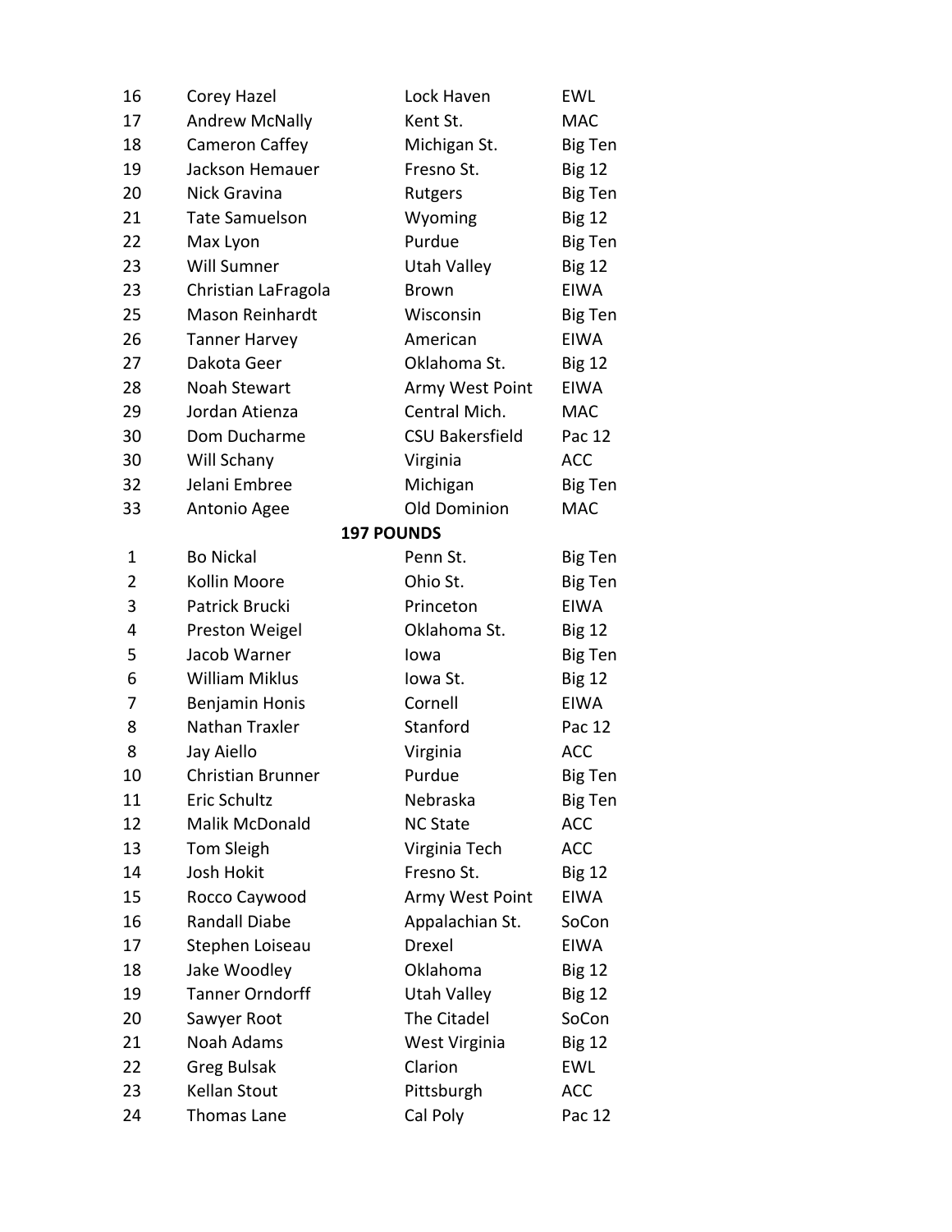| | | | |
|---|---|---|---|
| 16 | Corey Hazel | Lock Haven | EWL |
| 17 | Andrew McNally | Kent St. | MAC |
| 18 | Cameron Caffey | Michigan St. | Big Ten |
| 19 | Jackson Hemauer | Fresno St. | Big 12 |
| 20 | Nick Gravina | Rutgers | Big Ten |
| 21 | Tate Samuelson | Wyoming | Big 12 |
| 22 | Max Lyon | Purdue | Big Ten |
| 23 | Will Sumner | Utah Valley | Big 12 |
| 23 | Christian LaFragola | Brown | EIWA |
| 25 | Mason Reinhardt | Wisconsin | Big Ten |
| 26 | Tanner Harvey | American | EIWA |
| 27 | Dakota Geer | Oklahoma St. | Big 12 |
| 28 | Noah Stewart | Army West Point | EIWA |
| 29 | Jordan Atienza | Central Mich. | MAC |
| 30 | Dom Ducharme | CSU Bakersfield | Pac 12 |
| 30 | Will Schany | Virginia | ACC |
| 32 | Jelani Embree | Michigan | Big Ten |
| 33 | Antonio Agee | Old Dominion | MAC |

**197 POUNDS**

| | | | |
|---|---|---|---|
| 1 | Bo Nickal | Penn St. | Big Ten |
| 2 | Kollin Moore | Ohio St. | Big Ten |
| 3 | Patrick Brucki | Princeton | EIWA |
| 4 | Preston Weigel | Oklahoma St. | Big 12 |
| 5 | Jacob Warner | Iowa | Big Ten |
| 6 | William Miklus | Iowa St. | Big 12 |
| 7 | Benjamin Honis | Cornell | EIWA |
| 8 | Nathan Traxler | Stanford | Pac 12 |
| 8 | Jay Aiello | Virginia | ACC |
| 10 | Christian Brunner | Purdue | Big Ten |
| 11 | Eric Schultz | Nebraska | Big Ten |
| 12 | Malik McDonald | NC State | ACC |
| 13 | Tom Sleigh | Virginia Tech | ACC |
| 14 | Josh Hokit | Fresno St. | Big 12 |
| 15 | Rocco Caywood | Army West Point | EIWA |
| 16 | Randall Diabe | Appalachian St. | SoCon |
| 17 | Stephen Loiseau | Drexel | EIWA |
| 18 | Jake Woodley | Oklahoma | Big 12 |
| 19 | Tanner Orndorff | Utah Valley | Big 12 |
| 20 | Sawyer Root | The Citadel | SoCon |
| 21 | Noah Adams | West Virginia | Big 12 |
| 22 | Greg Bulsak | Clarion | EWL |
| 23 | Kellan Stout | Pittsburgh | ACC |
| 24 | Thomas Lane | Cal Poly | Pac 12 |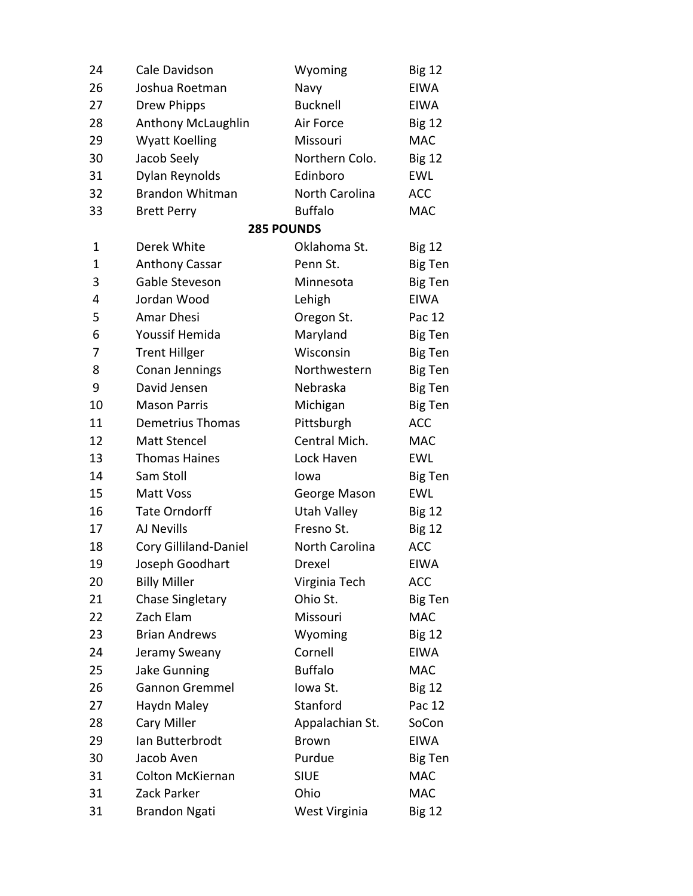| | | | |
|---|---|---|---|
| 24 | Cale Davidson | Wyoming | Big 12 |
| 26 | Joshua Roetman | Navy | EIWA |
| 27 | Drew Phipps | Bucknell | EIWA |
| 28 | Anthony McLaughlin | Air Force | Big 12 |
| 29 | Wyatt Koelling | Missouri | MAC |
| 30 | Jacob Seely | Northern Colo. | Big 12 |
| 31 | Dylan Reynolds | Edinboro | EWL |
| 32 | Brandon Whitman | North Carolina | ACC |
| 33 | Brett Perry | Buffalo | MAC |

**285 POUNDS**

| | | | |
|---|---|---|---|
| 1 | Derek White | Oklahoma St. | Big 12 |
| 1 | Anthony Cassar | Penn St. | Big Ten |
| 3 | Gable Steveson | Minnesota | Big Ten |
| 4 | Jordan Wood | Lehigh | EIWA |
| 5 | Amar Dhesi | Oregon St. | Pac 12 |
| 6 | Youssif Hemida | Maryland | Big Ten |
| 7 | Trent Hillger | Wisconsin | Big Ten |
| 8 | Conan Jennings | Northwestern | Big Ten |
| 9 | David Jensen | Nebraska | Big Ten |
| 10 | Mason Parris | Michigan | Big Ten |
| 11 | Demetrius Thomas | Pittsburgh | ACC |
| 12 | Matt Stencel | Central Mich. | MAC |
| 13 | Thomas Haines | Lock Haven | EWL |
| 14 | Sam Stoll | Iowa | Big Ten |
| 15 | Matt Voss | George Mason | EWL |
| 16 | Tate Orndorff | Utah Valley | Big 12 |
| 17 | AJ Nevills | Fresno St. | Big 12 |
| 18 | Cory Gilliland-Daniel | North Carolina | ACC |
| 19 | Joseph Goodhart | Drexel | EIWA |
| 20 | Billy Miller | Virginia Tech | ACC |
| 21 | Chase Singletary | Ohio St. | Big Ten |
| 22 | Zach Elam | Missouri | MAC |
| 23 | Brian Andrews | Wyoming | Big 12 |
| 24 | Jeramy Sweany | Cornell | EIWA |
| 25 | Jake Gunning | Buffalo | MAC |
| 26 | Gannon Gremmel | Iowa St. | Big 12 |
| 27 | Haydn Maley | Stanford | Pac 12 |
| 28 | Cary Miller | Appalachian St. | SoCon |
| 29 | Ian Butterbrodt | Brown | EIWA |
| 30 | Jacob Aven | Purdue | Big Ten |
| 31 | Colton McKiernan | SIUE | MAC |
| 31 | Zack Parker | Ohio | MAC |
| 31 | Brandon Ngati | West Virginia | Big 12 |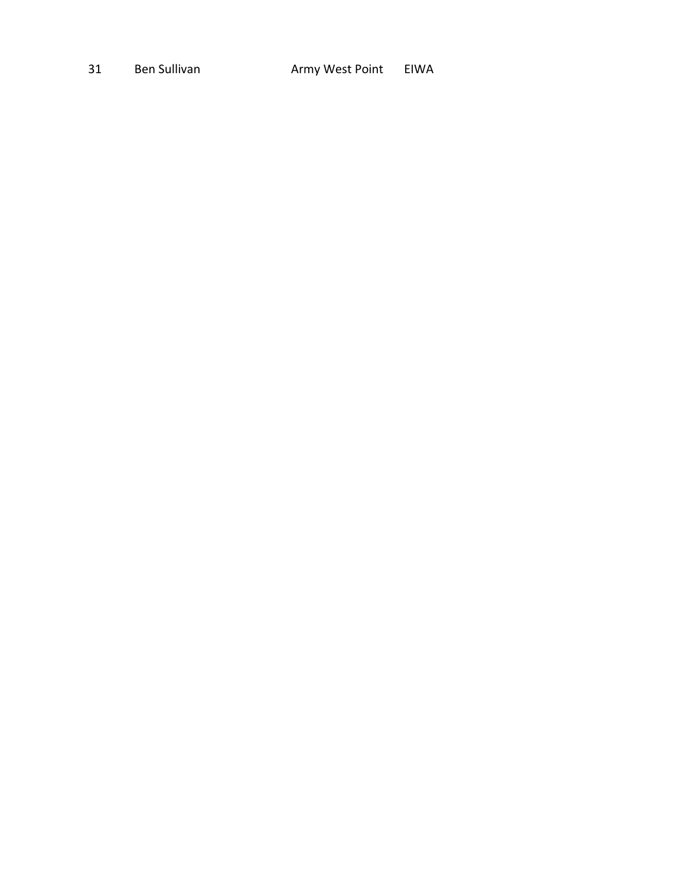| | | | |
|---|---|---|---|
| 31 | Ben Sullivan | Army West Point | EIWA |